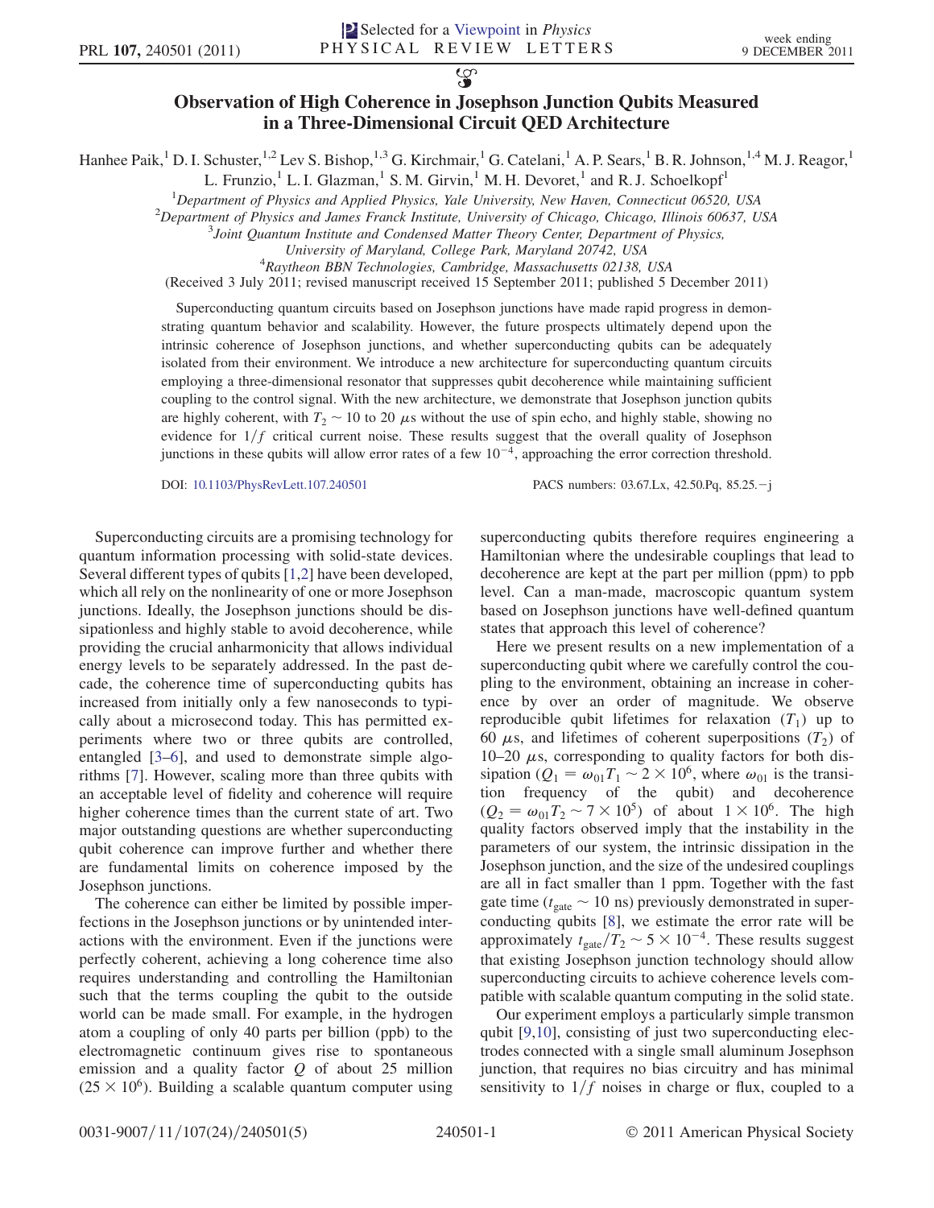# Observation of High Coherence in Josephson Junction Qubits Measured in a Three-Dimensional Circuit QED Architecture

Hanhee Paik,[1] D. I. Schuster,[1,2] Lev S. Bishop,[1,3] G. Kirchmair,[1] G. Catelani,[1] A. P. Sears,[1] B. R. Johnson,[1,4] M. J. Reagor,[1] L. Frunzio,[1] L. I. Glazman,[1] S. M. Girvin,[1] M. H. Devoret,[1] and R. J. Schoelkopf[1]

[1]Department of Physics and Applied Physics, Yale University, New Haven, Connecticut 06520, USA
[2]Department of Physics and James Franck Institute, University of Chicago, Chicago, Illinois 60637, USA
[3]Joint Quantum Institute and Condensed Matter Theory Center, Department of Physics, University of Maryland, College Park, Maryland 20742, USA
[4]Raytheon BBN Technologies, Cambridge, Massachusetts 02138, USA

(Received 3 July 2011; revised manuscript received 15 September 2011; published 5 December 2011)

Superconducting quantum circuits based on Josephson junctions have made rapid progress in demonstrating quantum behavior and scalability. However, the future prospects ultimately depend upon the intrinsic coherence of Josephson junctions, and whether superconducting qubits can be adequately isolated from their environment. We introduce a new architecture for superconducting quantum circuits employing a three-dimensional resonator that suppresses qubit decoherence while maintaining sufficient coupling to the control signal. With the new architecture, we demonstrate that Josephson junction qubits are highly coherent, with $T_2 \sim 10$ to 20 $\mu$s without the use of spin echo, and highly stable, showing no evidence for $1/f$ critical current noise. These results suggest that the overall quality of Josephson junctions in these qubits will allow error rates of a few $10^{-4}$, approaching the error correction threshold.

DOI: 10.1103/PhysRevLett.107.240501 PACS numbers: 03.67.Lx, 42.50.Pq, 85.25.−j

Superconducting circuits are a promising technology for quantum information processing with solid-state devices. Several different types of qubits [1,2] have been developed, which all rely on the nonlinearity of one or more Josephson junctions. Ideally, the Josephson junctions should be dissipationless and highly stable to avoid decoherence, while providing the crucial anharmonicity that allows individual energy levels to be separately addressed. In the past decade, the coherence time of superconducting qubits has increased from initially only a few nanoseconds to typically about a microsecond today. This has permitted experiments where two or three qubits are controlled, entangled [3–6], and used to demonstrate simple algorithms [7]. However, scaling more than three qubits with an acceptable level of fidelity and coherence will require higher coherence times than the current state of art. Two major outstanding questions are whether superconducting qubit coherence can improve further and whether there are fundamental limits on coherence imposed by the Josephson junctions.

The coherence can either be limited by possible imperfections in the Josephson junctions or by unintended interactions with the environment. Even if the junctions were perfectly coherent, achieving a long coherence time also requires understanding and controlling the Hamiltonian such that the terms coupling the qubit to the outside world can be made small. For example, in the hydrogen atom a coupling of only 40 parts per billion (ppb) to the electromagnetic continuum gives rise to spontaneous emission and a quality factor $Q$ of about 25 million ($25 \times 10^6$). Building a scalable quantum computer using superconducting qubits therefore requires engineering a Hamiltonian where the undesirable couplings that lead to decoherence are kept at the part per million (ppm) to ppb level. Can a man-made, macroscopic quantum system based on Josephson junctions have well-defined quantum states that approach this level of coherence?

Here we present results on a new implementation of a superconducting qubit where we carefully control the coupling to the environment, obtaining an increase in coherence by over an order of magnitude. We observe reproducible qubit lifetimes for relaxation ($T_1$) up to 60 $\mu$s, and lifetimes of coherent superpositions ($T_2$) of 10–20 $\mu$s, corresponding to quality factors for both dissipation ($Q_1 = \omega_{01} T_1 \sim 2 \times 10^6$, where $\omega_{01}$ is the transition frequency of the qubit) and decoherence ($Q_2 = \omega_{01} T_2 \sim 7 \times 10^5$) of about $1 \times 10^6$. The high quality factors observed imply that the instability in the parameters of our system, the intrinsic dissipation in the Josephson junction, and the size of the undesired couplings are all in fact smaller than 1 ppm. Together with the fast gate time ($t_{\text{gate}} \sim 10$ ns) previously demonstrated in superconducting qubits [8], we estimate the error rate will be approximately $t_{\text{gate}}/T_2 \sim 5 \times 10^{-4}$. These results suggest that existing Josephson junction technology should allow superconducting circuits to achieve coherence levels compatible with scalable quantum computing in the solid state.

Our experiment employs a particularly simple transmon qubit [9,10], consisting of just two superconducting electrodes connected with a single small aluminum Josephson junction, that requires no bias circuitry and has minimal sensitivity to $1/f$ noises in charge or flux, coupled to a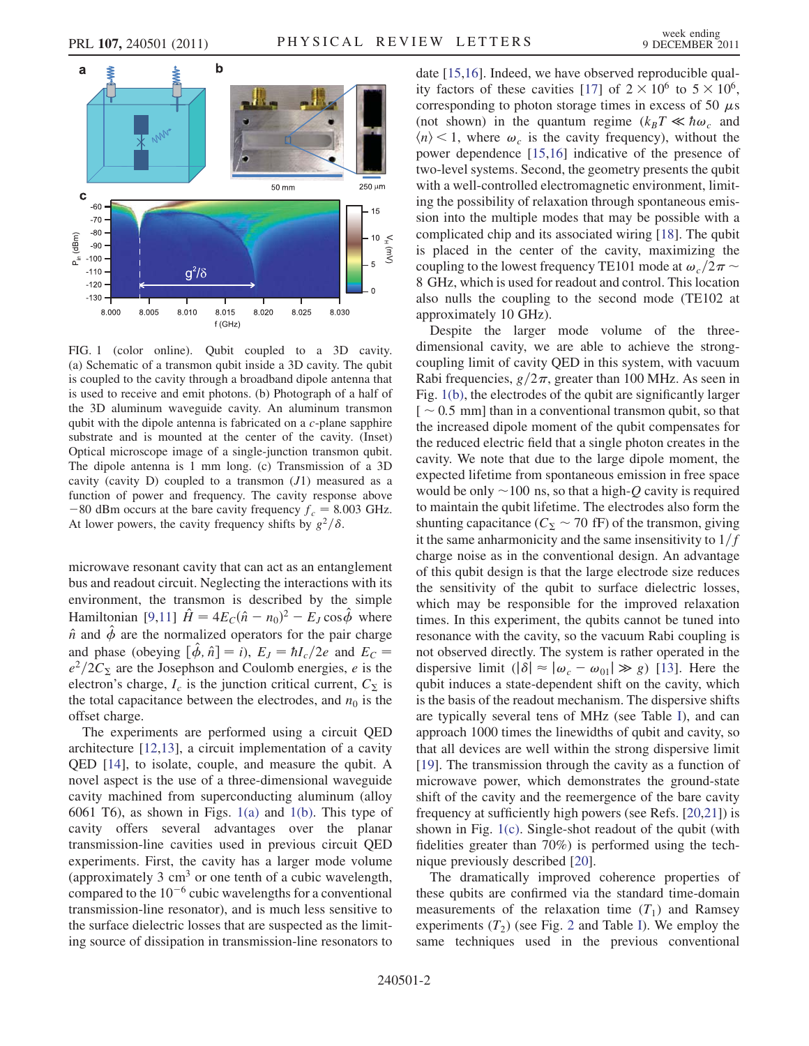FIG. 1 (color online). Qubit coupled to a 3D cavity. (a) Schematic of a transmon qubit inside a 3D cavity. The qubit is coupled to the cavity through a broadband dipole antenna that is used to receive and emit photons. (b) Photograph of a half of the 3D aluminum waveguide cavity. An aluminum transmon qubit with the dipole antenna is fabricated on a $c$-plane sapphire substrate and is mounted at the center of the cavity. (Inset) Optical microscope image of a single-junction transmon qubit. The dipole antenna is 1 mm long. (c) Transmission of a 3D cavity (cavity D) coupled to a transmon ($J1$) measured as a function of power and frequency. The cavity response above −80 dBm occurs at the bare cavity frequency $f_c = 8.003$ GHz. At lower powers, the cavity frequency shifts by $g^2/\delta$.

microwave resonant cavity that can act as an entanglement bus and readout circuit. Neglecting the interactions with its environment, the transmon is described by the simple Hamiltonian [9,11] $\hat{H} = 4E_C(\hat{n} - n_0)^2 - E_J \cos\hat{\phi}$ where $\hat{n}$ and $\hat{\phi}$ are the normalized operators for the pair charge and phase (obeying $[\hat{\phi}, \hat{n}] = i$), $E_J = \hbar I_c/2e$ and $E_C = e^2/2C_\Sigma$ are the Josephson and Coulomb energies, $e$ is the electron's charge, $I_c$ is the junction critical current, $C_\Sigma$ is the total capacitance between the electrodes, and $n_0$ is the offset charge.

The experiments are performed using a circuit QED architecture [12,13], a circuit implementation of a cavity QED [14], to isolate, couple, and measure the qubit. A novel aspect is the use of a three-dimensional waveguide cavity machined from superconducting aluminum (alloy 6061 T6), as shown in Figs. 1(a) and 1(b). This type of cavity offers several advantages over the planar transmission-line cavities used in previous circuit QED experiments. First, the cavity has a larger mode volume (approximately 3 $\text{cm}^3$ or one tenth of a cubic wavelength, compared to the $10^{-6}$ cubic wavelengths for a conventional transmission-line resonator), and is much less sensitive to the surface dielectric losses that are suspected as the limiting source of dissipation in transmission-line resonators to date [15,16]. Indeed, we have observed reproducible quality factors of these cavities [17] of $2 \times 10^6$ to $5 \times 10^6$, corresponding to photon storage times in excess of 50 $\mu$s (not shown) in the quantum regime ($k_B T \ll \hbar\omega_c$ and $\langle n \rangle < 1$, where $\omega_c$ is the cavity frequency), without the power dependence [15,16] indicative of the presence of two-level systems. Second, the geometry presents the qubit with a well-controlled electromagnetic environment, limiting the possibility of relaxation through spontaneous emission into the multiple modes that may be possible with a complicated chip and its associated wiring [18]. The qubit is placed in the center of the cavity, maximizing the coupling to the lowest frequency TE101 mode at $\omega_c/2\pi \sim 8$ GHz, which is used for readout and control. This location also nulls the coupling to the second mode (TE102 at approximately 10 GHz).

Despite the larger mode volume of the three-dimensional cavity, we are able to achieve the strong-coupling limit of cavity QED in this system, with vacuum Rabi frequencies, $g/2\pi$, greater than 100 MHz. As seen in Fig. 1(b), the electrodes of the qubit are significantly larger [$\sim 0.5$ mm] than in a conventional transmon qubit, so that the increased dipole moment of the qubit compensates for the reduced electric field that a single photon creates in the cavity. We note that due to the large dipole moment, the expected lifetime from spontaneous emission in free space would be only $\sim$100 ns, so that a high-$Q$ cavity is required to maintain the qubit lifetime. The electrodes also form the shunting capacitance ($C_\Sigma \sim 70$ fF) of the transmon, giving it the same anharmonicity and the same insensitivity to $1/f$ charge noise as in the conventional design. An advantage of this qubit design is that the large electrode size reduces the sensitivity of the qubit to surface dielectric losses, which may be responsible for the improved relaxation times. In this experiment, the qubits cannot be tuned into resonance with the cavity, so the vacuum Rabi coupling is not observed directly. The system is rather operated in the dispersive limit ($|\delta| \approx |\omega_c - \omega_{01}| \gg g$) [13]. Here the qubit induces a state-dependent shift on the cavity, which is the basis of the readout mechanism. The dispersive shifts are typically several tens of MHz (see Table I), and can approach 1000 times the linewidths of qubit and cavity, so that all devices are well within the strong dispersive limit [19]. The transmission through the cavity as a function of microwave power, which demonstrates the ground-state shift of the cavity and the reemergence of the bare cavity frequency at sufficiently high powers (see Refs. [20,21]) is shown in Fig. 1(c). Single-shot readout of the qubit (with fidelities greater than 70%) is performed using the technique previously described [20].

The dramatically improved coherence properties of these qubits are confirmed via the standard time-domain measurements of the relaxation time ($T_1$) and Ramsey experiments ($T_2$) (see Fig. 2 and Table I). We employ the same techniques used in the previous conventional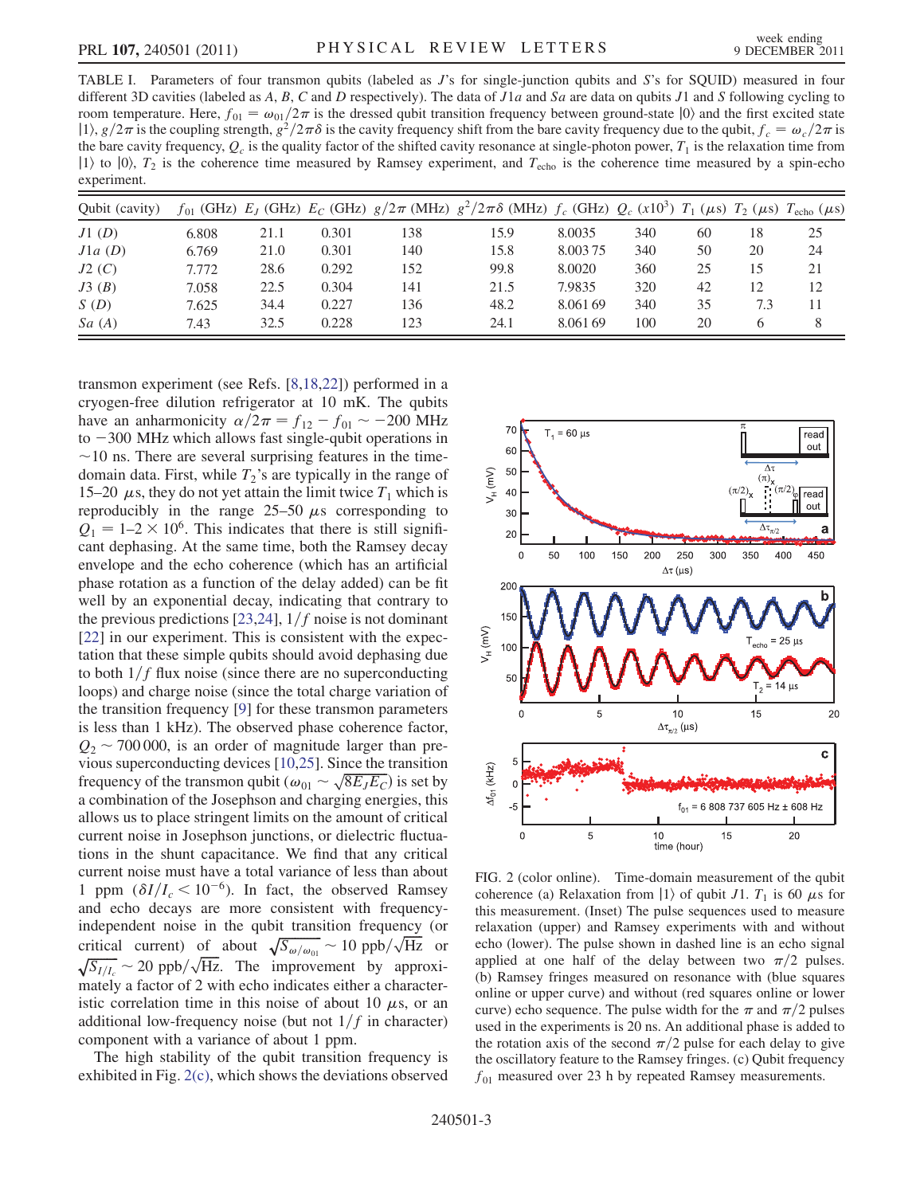TABLE I. Parameters of four transmon qubits (labeled as $J$'s for single-junction qubits and $S$'s for SQUID) measured in four different 3D cavities (labeled as $A$, $B$, $C$ and $D$ respectively). The data of $J1a$ and $Sa$ are data on qubits $J1$ and $S$ following cycling to room temperature. Here, $f_{01} = \omega_{01}/2\pi$ is the dressed qubit transition frequency between ground-state $|0\rangle$ and the first excited state $|1\rangle$, $g/2\pi$ is the coupling strength, $g^2/2\pi\delta$ is the cavity frequency shift from the bare cavity frequency due to the qubit, $f_c = \omega_c/2\pi$ is the bare cavity frequency, $Q_c$ is the quality factor of the shifted cavity resonance at single-photon power, $T_1$ is the relaxation time from $|1\rangle$ to $|0\rangle$, $T_2$ is the coherence time measured by Ramsey experiment, and $T_{\rm echo}$ is the coherence time measured by a spin-echo experiment.

| Qubit (cavity) | $f_{01}$ (GHz) | $E_J$ (GHz) | $E_C$ (GHz) | $g/2\pi$ (MHz) | $g^2/2\pi\delta$ (MHz) | $f_c$ (GHz) | $Q_c$ ($x10^3$) | $T_1$ ($\mu$s) | $T_2$ ($\mu$s) | $T_{\rm echo}$ ($\mu$s) |
|---|---|---|---|---|---|---|---|---|---|---|
| $J1$ ($D$) | 6.808 | 21.1 | 0.301 | 138 | 15.9 | 8.0035 | 340 | 60 | 18 | 25 |
| $J1a$ ($D$) | 6.769 | 21.0 | 0.301 | 140 | 15.8 | 8.003 75 | 340 | 50 | 20 | 24 |
| $J2$ ($C$) | 7.772 | 28.6 | 0.292 | 152 | 99.8 | 8.0020 | 360 | 25 | 15 | 21 |
| $J3$ ($B$) | 7.058 | 22.5 | 0.304 | 141 | 21.5 | 7.9835 | 320 | 42 | 12 | 12 |
| $S$ ($D$) | 7.625 | 34.4 | 0.227 | 136 | 48.2 | 8.061 69 | 340 | 35 | 7.3 | 11 |
| $Sa$ ($A$) | 7.43 | 32.5 | 0.228 | 123 | 24.1 | 8.061 69 | 100 | 20 | 6 | 8 |

transmon experiment (see Refs. [8,18,22]) performed in a cryogen-free dilution refrigerator at 10 mK. The qubits have an anharmonicity $\alpha/2\pi = f_{12} - f_{01} \sim -200$ MHz to $-300$ MHz which allows fast single-qubit operations in $\sim$10 ns. There are several surprising features in the time-domain data. First, while $T_2$'s are typically in the range of 15–20 $\mu$s, they do not yet attain the limit twice $T_1$ which is reproducibly in the range 25–50 $\mu$s corresponding to $Q_1 = 1$–$2 \times 10^6$. This indicates that there is still significant dephasing. At the same time, both the Ramsey decay envelope and the echo coherence (which has an artificial phase rotation as a function of the delay added) can be fit well by an exponential decay, indicating that contrary to the previous predictions [23,24], $1/f$ noise is not dominant [22] in our experiment. This is consistent with the expectation that these simple qubits should avoid dephasing due to both $1/f$ flux noise (since there are no superconducting loops) and charge noise (since the total charge variation of the transition frequency [9] for these transmon parameters is less than 1 kHz). The observed phase coherence factor, $Q_2 \sim 700\,000$, is an order of magnitude larger than previous superconducting devices [10,25]. Since the transition frequency of the transmon qubit ($\omega_{01} \sim \sqrt{8E_J E_C}$) is set by a combination of the Josephson and charging energies, this allows us to place stringent limits on the amount of critical current noise in Josephson junctions, or dielectric fluctuations in the shunt capacitance. We find that any critical current noise must have a total variance of less than about 1 ppm ($\delta I/I_c < 10^{-6}$). In fact, the observed Ramsey and echo decays are more consistent with frequency-independent noise in the qubit transition frequency (or critical current) of about $\sqrt{S_{\omega/\omega_{01}}} \sim 10$ ppb$/\sqrt{\rm Hz}$ or $\sqrt{S_{I/I_c}} \sim 20$ ppb$/\sqrt{\rm Hz}$. The improvement by approximately a factor of 2 with echo indicates either a characteristic correlation time in this noise of about 10 $\mu$s, or an additional low-frequency noise (but not $1/f$ in character) component with a variance of about 1 ppm.

The high stability of the qubit transition frequency is exhibited in Fig. 2(c), which shows the deviations observed

FIG. 2 (color online). Time-domain measurement of the qubit coherence (a) Relaxation from $|1\rangle$ of qubit $J1$. $T_1$ is 60 $\mu$s for this measurement. (Inset) The pulse sequences used to measure relaxation (upper) and Ramsey experiments with and without echo (lower). The pulse shown in dashed line is an echo signal applied at one half of the delay between two $\pi/2$ pulses. (b) Ramsey fringes measured on resonance with (blue squares online or upper curve) and without (red squares online or lower curve) echo sequence. The pulse width for the $\pi$ and $\pi/2$ pulses used in the experiments is 20 ns. An additional phase is added to the rotation axis of the second $\pi/2$ pulse for each delay to give the oscillatory feature to the Ramsey fringes. (c) Qubit frequency $f_{01}$ measured over 23 h by repeated Ramsey measurements.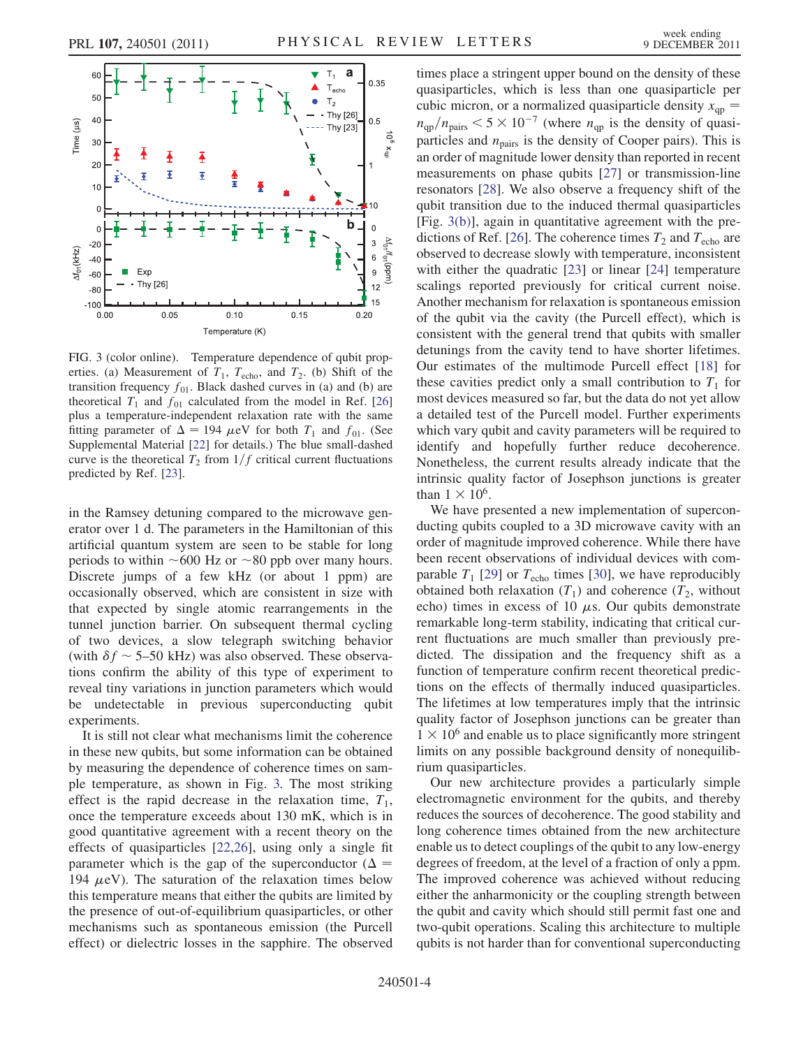FIG. 3 (color online). Temperature dependence of qubit properties. (a) Measurement of $T_1$, $T_{echo}$, and $T_2$. (b) Shift of the transition frequency $f_{01}$. Black dashed curves in (a) and (b) are theoretical $T_1$ and $f_{01}$ calculated from the model in Ref. [26] plus a temperature-independent relaxation rate with the same fitting parameter of $\Delta = 194\ \mu$eV for both $T_1$ and $f_{01}$. (See Supplemental Material [22] for details.) The blue small-dashed curve is the theoretical $T_2$ from $1/f$ critical current fluctuations predicted by Ref. [23].

in the Ramsey detuning compared to the microwave generator over 1 d. The parameters in the Hamiltonian of this artificial quantum system are seen to be stable for long periods to within ~600 Hz or ~80 ppb over many hours. Discrete jumps of a few kHz (or about 1 ppm) are occasionally observed, which are consistent in size with that expected by single atomic rearrangements in the tunnel junction barrier. On subsequent thermal cycling of two devices, a slow telegraph switching behavior (with $\delta f \sim 5$–$50$ kHz) was also observed. These observations confirm the ability of this type of experiment to reveal tiny variations in junction parameters which would be undetectable in previous superconducting qubit experiments.

It is still not clear what mechanisms limit the coherence in these new qubits, but some information can be obtained by measuring the dependence of coherence times on sample temperature, as shown in Fig. 3. The most striking effect is the rapid decrease in the relaxation time, $T_1$, once the temperature exceeds about 130 mK, which is in good quantitative agreement with a recent theory on the effects of quasiparticles [22,26], using only a single fit parameter which is the gap of the superconductor ($\Delta = 194\ \mu$eV). The saturation of the relaxation times below this temperature means that either the qubits are limited by the presence of out-of-equilibrium quasiparticles, or other mechanisms such as spontaneous emission (the Purcell effect) or dielectric losses in the sapphire. The observed times place a stringent upper bound on the density of these quasiparticles, which is less than one quasiparticle per cubic micron, or a normalized quasiparticle density $x_{qp} = n_{qp}/n_{pairs} < 5 \times 10^{-7}$ (where $n_{qp}$ is the density of quasiparticles and $n_{pairs}$ is the density of Cooper pairs). This is an order of magnitude lower density than reported in recent measurements on phase qubits [27] or transmission-line resonators [28]. We also observe a frequency shift of the qubit transition due to the induced thermal quasiparticles [Fig. 3(b)], again in quantitative agreement with the predictions of Ref. [26]. The coherence times $T_2$ and $T_{echo}$ are observed to decrease slowly with temperature, inconsistent with either the quadratic [23] or linear [24] temperature scalings reported previously for critical current noise. Another mechanism for relaxation is spontaneous emission of the qubit via the cavity (the Purcell effect), which is consistent with the general trend that qubits with smaller detunings from the cavity tend to have shorter lifetimes. Our estimates of the multimode Purcell effect [18] for these cavities predict only a small contribution to $T_1$ for most devices measured so far, but the data do not yet allow a detailed test of the Purcell model. Further experiments which vary qubit and cavity parameters will be required to identify and hopefully further reduce decoherence. Nonetheless, the current results already indicate that the intrinsic quality factor of Josephson junctions is greater than $1 \times 10^6$.

We have presented a new implementation of superconducting qubits coupled to a 3D microwave cavity with an order of magnitude improved coherence. While there have been recent observations of individual devices with comparable $T_1$ [29] or $T_{echo}$ times [30], we have reproducibly obtained both relaxation ($T_1$) and coherence ($T_2$, without echo) times in excess of 10 $\mu$s. Our qubits demonstrate remarkable long-term stability, indicating that critical current fluctuations are much smaller than previously predicted. The dissipation and the frequency shift as a function of temperature confirm recent theoretical predictions on the effects of thermally induced quasiparticles. The lifetimes at low temperatures imply that the intrinsic quality factor of Josephson junctions can be greater than $1 \times 10^6$ and enable us to place significantly more stringent limits on any possible background density of nonequilibrium quasiparticles.

Our new architecture provides a particularly simple electromagnetic environment for the qubits, and thereby reduces the sources of decoherence. The good stability and long coherence times obtained from the new architecture enable us to detect couplings of the qubit to any low-energy degrees of freedom, at the level of a fraction of only a ppm. The improved coherence was achieved without reducing either the anharmonicity or the coupling strength between the qubit and cavity which should still permit fast one and two-qubit operations. Scaling this architecture to multiple qubits is not harder than for conventional superconducting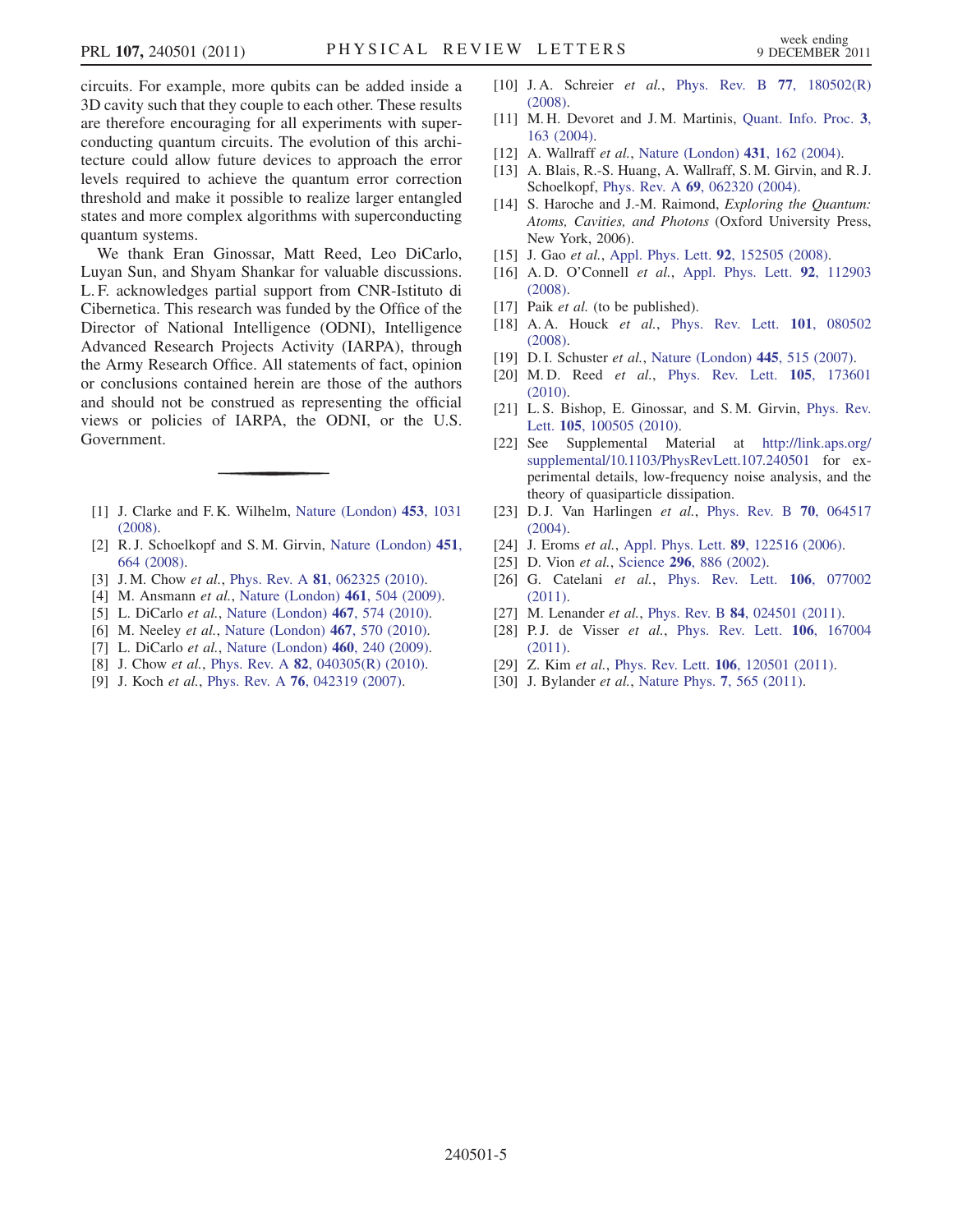circuits. For example, more qubits can be added inside a 3D cavity such that they couple to each other. These results are therefore encouraging for all experiments with superconducting quantum circuits. The evolution of this architecture could allow future devices to approach the error levels required to achieve the quantum error correction threshold and make it possible to realize larger entangled states and more complex algorithms with superconducting quantum systems.

We thank Eran Ginossar, Matt Reed, Leo DiCarlo, Luyan Sun, and Shyam Shankar for valuable discussions. L. F. acknowledges partial support from CNR-Istituto di Cibernetica. This research was funded by the Office of the Director of National Intelligence (ODNI), Intelligence Advanced Research Projects Activity (IARPA), through the Army Research Office. All statements of fact, opinion or conclusions contained herein are those of the authors and should not be construed as representing the official views or policies of IARPA, the ODNI, or the U.S. Government.

---

[1] J. Clarke and F. K. Wilhelm, Nature (London) **453**, 1031 (2008).

[2] R. J. Schoelkopf and S. M. Girvin, Nature (London) **451**, 664 (2008).

[3] J. M. Chow *et al.*, Phys. Rev. A **81**, 062325 (2010).

[4] M. Ansmann *et al.*, Nature (London) **461**, 504 (2009).

[5] L. DiCarlo *et al.*, Nature (London) **467**, 574 (2010).

[6] M. Neeley *et al.*, Nature (London) **467**, 570 (2010).

[7] L. DiCarlo *et al.*, Nature (London) **460**, 240 (2009).

[8] J. Chow *et al.*, Phys. Rev. A **82**, 040305(R) (2010).

[9] J. Koch *et al.*, Phys. Rev. A **76**, 042319 (2007).

[10] J. A. Schreier *et al.*, Phys. Rev. B **77**, 180502(R) (2008).

[11] M. H. Devoret and J. M. Martinis, Quant. Info. Proc. **3**, 163 (2004).

[12] A. Wallraff *et al.*, Nature (London) **431**, 162 (2004).

[13] A. Blais, R.-S. Huang, A. Wallraff, S. M. Girvin, and R. J. Schoelkopf, Phys. Rev. A **69**, 062320 (2004).

[14] S. Haroche and J.-M. Raimond, *Exploring the Quantum: Atoms, Cavities, and Photons* (Oxford University Press, New York, 2006).

[15] J. Gao *et al.*, Appl. Phys. Lett. **92**, 152505 (2008).

[16] A. D. O'Connell *et al.*, Appl. Phys. Lett. **92**, 112903 (2008).

[17] Paik *et al.* (to be published).

[18] A. A. Houck *et al.*, Phys. Rev. Lett. **101**, 080502 (2008).

[19] D. I. Schuster *et al.*, Nature (London) **445**, 515 (2007).

[20] M. D. Reed *et al.*, Phys. Rev. Lett. **105**, 173601 (2010).

[21] L. S. Bishop, E. Ginossar, and S. M. Girvin, Phys. Rev. Lett. **105**, 100505 (2010).

[22] See Supplemental Material at http://link.aps.org/supplemental/10.1103/PhysRevLett.107.240501 for experimental details, low-frequency noise analysis, and the theory of quasiparticle dissipation.

[23] D. J. Van Harlingen *et al.*, Phys. Rev. B **70**, 064517 (2004).

[24] J. Eroms *et al.*, Appl. Phys. Lett. **89**, 122516 (2006).

[25] D. Vion *et al.*, Science **296**, 886 (2002).

[26] G. Catelani *et al.*, Phys. Rev. Lett. **106**, 077002 (2011).

[27] M. Lenander *et al.*, Phys. Rev. B **84**, 024501 (2011).

[28] P. J. de Visser *et al.*, Phys. Rev. Lett. **106**, 167004 (2011).

[29] Z. Kim *et al.*, Phys. Rev. Lett. **106**, 120501 (2011).

[30] J. Bylander *et al.*, Nature Phys. **7**, 565 (2011).